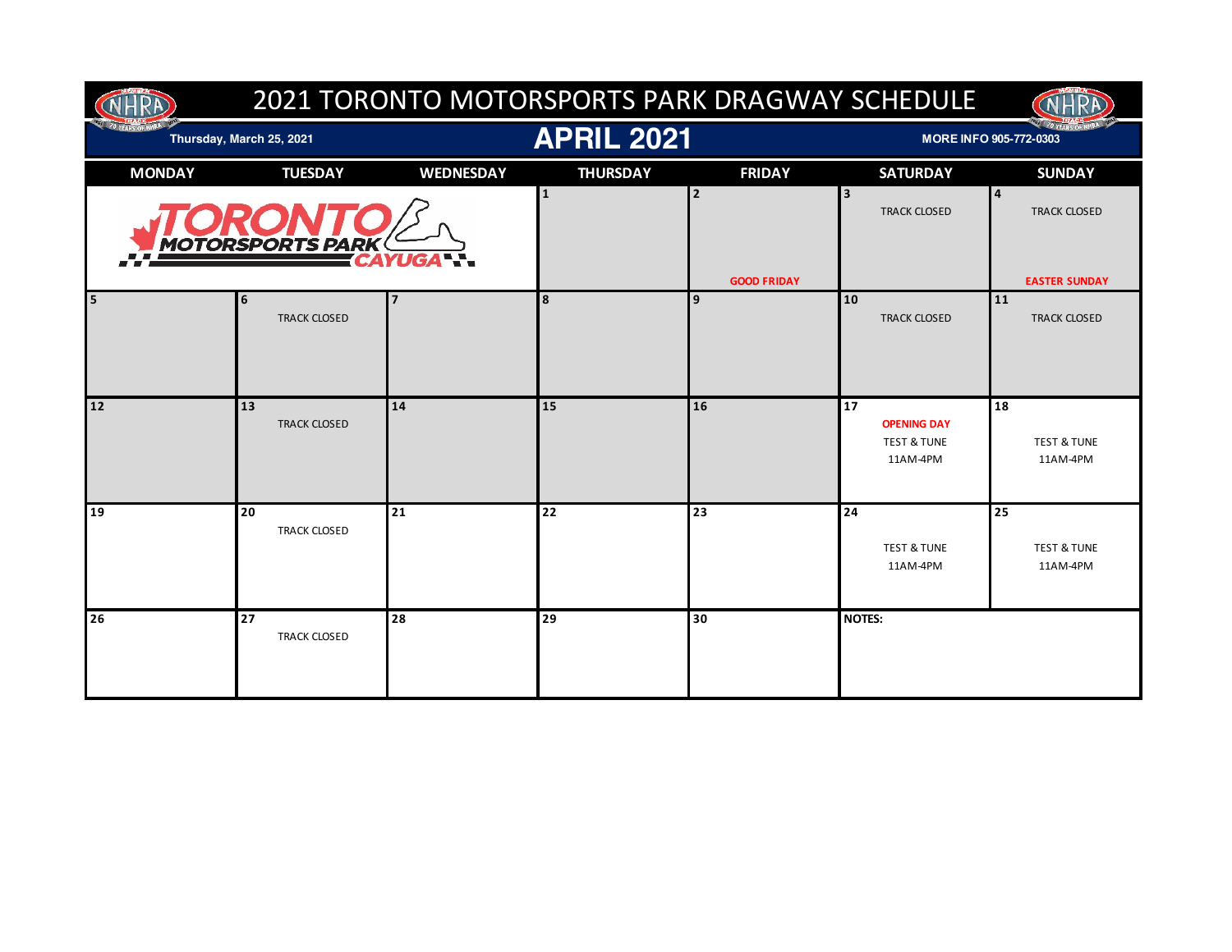# 2021 TORONTO MOTORSPORTS PARK DRAGWAY SCHEDULE

Thursday, March 25, 2021

## APRIL 2021

MORE INFO 905-772-0303

| MONDAY | TUESDAY | WEDNESDAY | THURSDAY | FRIDAY | SATURDAY | SUNDAY |
|---|---|---|---|---|---|---|
| TORONTO MOTORSPORTS PARK CAYUGA | | | 1 | 2 GOOD FRIDAY | 3 TRACK CLOSED | 4 TRACK CLOSED EASTER SUNDAY |
| 5 | 6 TRACK CLOSED | 7 | 8 | 9 | 10 TRACK CLOSED | 11 TRACK CLOSED |
| 12 | 13 TRACK CLOSED | 14 | 15 | 16 | 17 OPENING DAY TEST & TUNE 11AM-4PM | 18 TEST & TUNE 11AM-4PM |
| 19 | 20 TRACK CLOSED | 21 | 22 | 23 | 24 TEST & TUNE 11AM-4PM | 25 TEST & TUNE 11AM-4PM |
| 26 | 27 TRACK CLOSED | 28 | 29 | 30 | NOTES: | |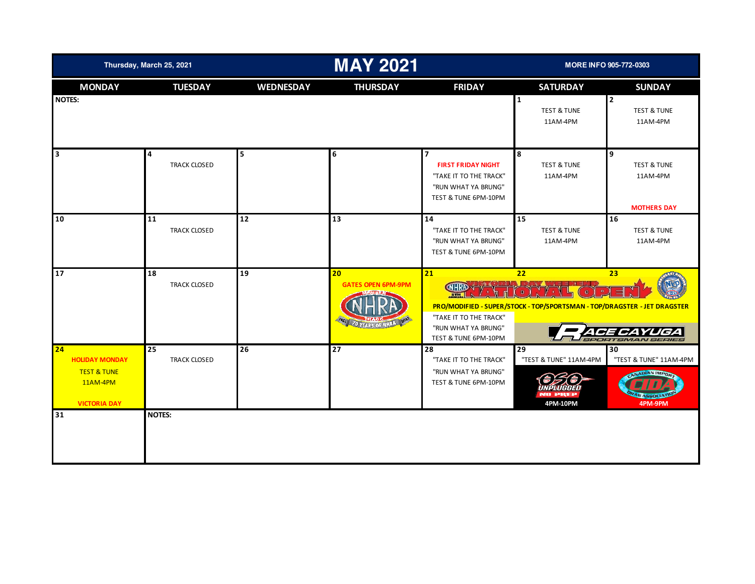| Thursday, March 25, 2021 | | | MAY 2021 | | MORE INFO 905-772-0303 | |
|---|---|---|---|---|---|---|
| **MONDAY** | **TUESDAY** | **WEDNESDAY** | **THURSDAY** | **FRIDAY** | **SATURDAY** | **SUNDAY** |
| **NOTES:** | | | | | **1** TEST & TUNE 11AM-4PM | **2** TEST & TUNE 11AM-4PM |
| **3** | **4** TRACK CLOSED | **5** | **6** | **7** FIRST FRIDAY NIGHT "TAKE IT TO THE TRACK" "RUN WHAT YA BRUNG" TEST & TUNE 6PM-10PM | **8** TEST & TUNE 11AM-4PM | **9** TEST & TUNE 11AM-4PM MOTHERS DAY |
| **10** | **11** TRACK CLOSED | **12** | **13** | **14** "TAKE IT TO THE TRACK" "RUN WHAT YA BRUNG" TEST & TUNE 6PM-10PM | **15** TEST & TUNE 11AM-4PM | **16** TEST & TUNE 11AM-4PM |
| **17** | **18** TRACK CLOSED | **19** | **20** GATES OPEN 6PM-9PM NHRA MEMBER TRACK 70 YEARS OF NHRA | **21** VICTORIA DAY WEEKEND 5TH ANNUAL NATIONAL OPEN PRO/MODIFIED - SUPER/STOCK - TOP/SPORTSMAN - TOP/DRAGSTER - JET DRAGSTER "TAKE IT TO THE TRACK" "RUN WHAT YA BRUNG" TEST & TUNE 6PM-10PM | **22** RACE CAYUGA SPORTSMAN SERIES | **23** |
| **24** HOLIDAY MONDAY TEST & TUNE 11AM-4PM VICTORIA DAY | **25** TRACK CLOSED | **26** | **27** | **28** "TAKE IT TO THE TRACK" "RUN WHAT YA BRUNG" TEST & TUNE 6PM-10PM | **29** "TEST & TUNE" 11AM-4PM OSO UNPLUGGED NO PREP 4PM-10PM | **30** "TEST & TUNE" 11AM-4PM CANADIAN IMPORT DRAG ASSOCIATION CIDA 4PM-9PM |
| **31** | **NOTES:** | | | | | |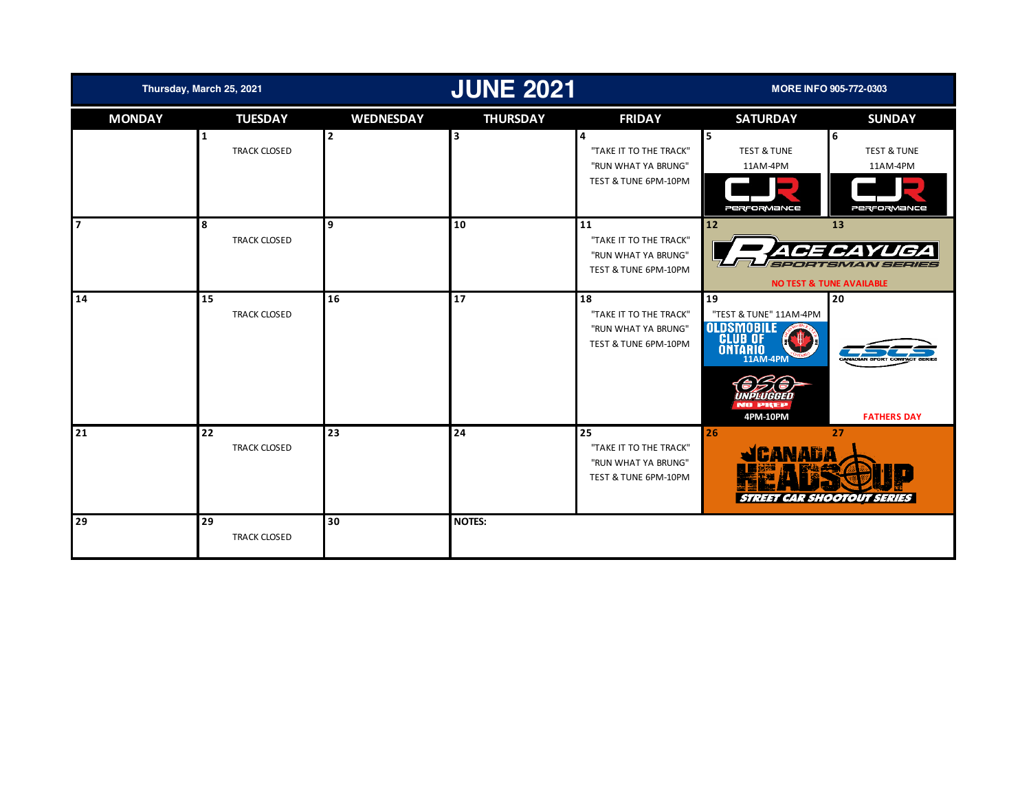Thursday, March 25, 2021

# JUNE 2021

MORE INFO 905-772-0303

| MONDAY | TUESDAY | WEDNESDAY | THURSDAY | FRIDAY | SATURDAY | SUNDAY |
|---|---|---|---|---|---|---|
| | **1** TRACK CLOSED | **2** | **3** | **4** "TAKE IT TO THE TRACK" "RUN WHAT YA BRUNG" TEST & TUNE 6PM-10PM | **5** TEST & TUNE 11AM-4PM CJR PERFORMANCE | **6** TEST & TUNE 11AM-4PM CJR PERFORMANCE |
| **7** | **8** TRACK CLOSED | **9** | **10** | **11** "TAKE IT TO THE TRACK" "RUN WHAT YA BRUNG" TEST & TUNE 6PM-10PM | **12** RACE CAYUGA SPORTSMAN SERIES NO TEST & TUNE AVAILABLE | **13** |
| **14** | **15** TRACK CLOSED | **16** | **17** | **18** "TAKE IT TO THE TRACK" "RUN WHAT YA BRUNG" TEST & TUNE 6PM-10PM | **19** "TEST & TUNE" 11AM-4PM OLDSMOBILE CLUB OF ONTARIO 11AM-4PM OSO UNPLUGGED NO PREP 4PM-10PM | **20** CSCS CANADIAN SPORT COMPACT SERIES FATHERS DAY |
| **21** | **22** TRACK CLOSED | **23** | **24** | **25** "TAKE IT TO THE TRACK" "RUN WHAT YA BRUNG" TEST & TUNE 6PM-10PM | **26** CANADA HEADS UP STREET CAR SHOOTOUT SERIES | **27** |
| **29** | **29** TRACK CLOSED | **30** | **NOTES:** | | | |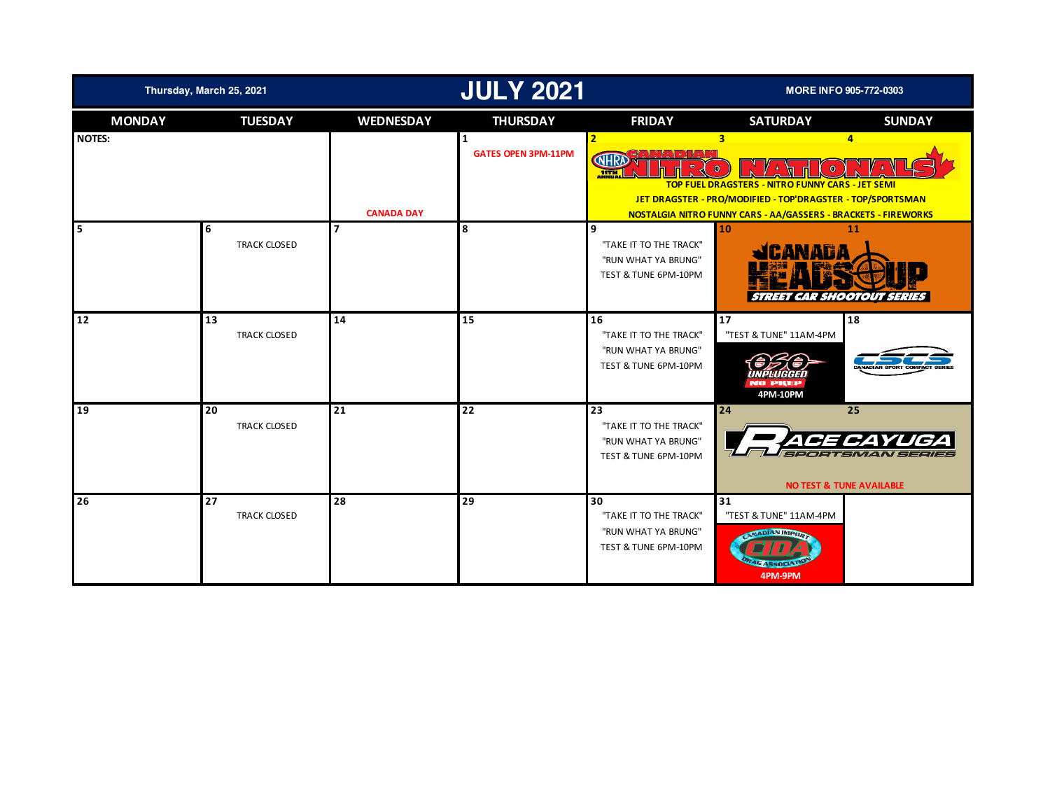Thursday, March 25, 2021

# JULY 2021

MORE INFO 905-772-0303

| MONDAY | TUESDAY | WEDNESDAY | THURSDAY | FRIDAY | SATURDAY | SUNDAY |
|---|---|---|---|---|---|---|
| NOTES: | | CANADA DAY | 1 GATES OPEN 3PM-11PM | 2 NHRA 11TH ANNUAL CANADIAN NITRO NATIONALS TOP FUEL DRAGSTERS - NITRO FUNNY CARS - JET SEMI JET DRAGSTER - PRO/MODIFIED - TOP'DRAGSTER - TOP/SPORTSMAN NOSTALGIA NITRO FUNNY CARS - AA/GASSERS - BRACKETS - FIREWORKS | 3 | 4 |
| 5 | 6 TRACK CLOSED | 7 | 8 | 9 "TAKE IT TO THE TRACK" "RUN WHAT YA BRUNG" TEST & TUNE 6PM-10PM | 10 CANADA HEADS UP STREET CAR SHOOTOUT SERIES | 11 |
| 12 | 13 TRACK CLOSED | 14 | 15 | 16 "TAKE IT TO THE TRACK" "RUN WHAT YA BRUNG" TEST & TUNE 6PM-10PM | 17 "TEST & TUNE" 11AM-4PM 050 UNPLUGGED NO PREP 4PM-10PM | 18 CSCS CANADIAN SPORT COMPACT SERIES |
| 19 | 20 TRACK CLOSED | 21 | 22 | 23 "TAKE IT TO THE TRACK" "RUN WHAT YA BRUNG" TEST & TUNE 6PM-10PM | 24 RACE CAYUGA SPORTSMAN SERIES NO TEST & TUNE AVAILABLE | 25 |
| 26 | 27 TRACK CLOSED | 28 | 29 | 30 "TAKE IT TO THE TRACK" "RUN WHAT YA BRUNG" TEST & TUNE 6PM-10PM | 31 "TEST & TUNE" 11AM-4PM CANADIAN IMPORT DRAG ASSOCIATION CIDA 4PM-9PM | |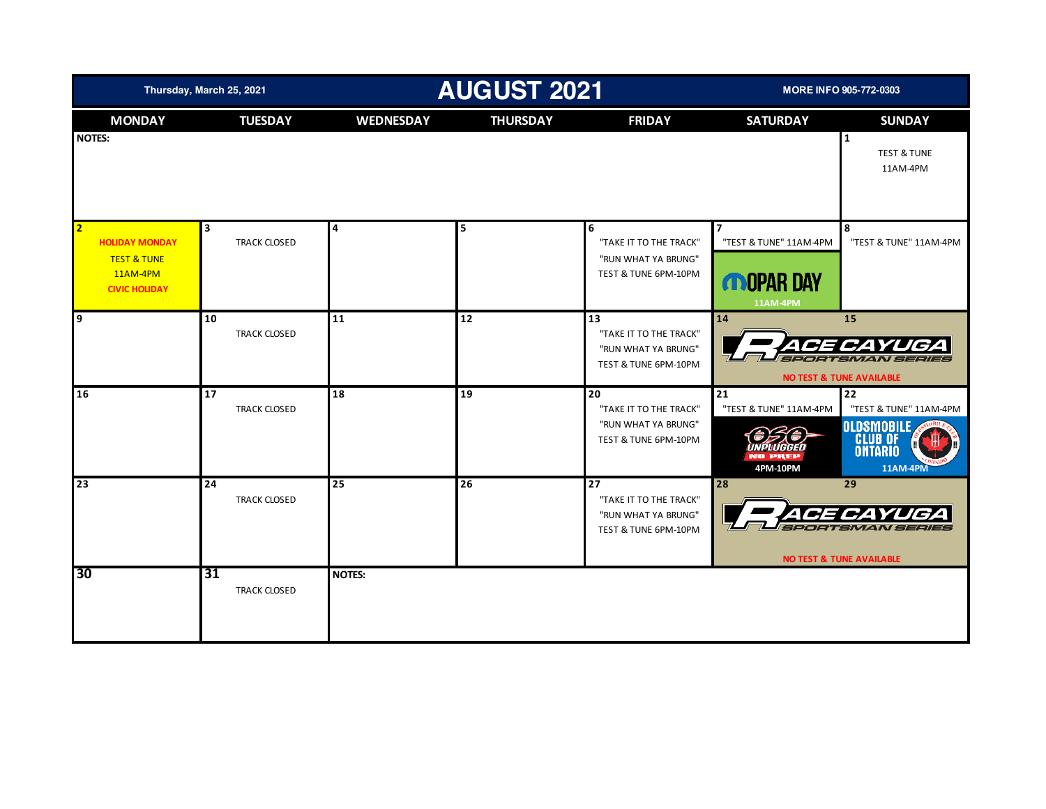Thursday, March 25, 2021

# AUGUST 2021

MORE INFO 905-772-0303

| MONDAY | TUESDAY | WEDNESDAY | THURSDAY | FRIDAY | SATURDAY | SUNDAY |
|---|---|---|---|---|---|---|
| NOTES: | | | | | | 1<br>TEST & TUNE<br>11AM-4PM |
| 2<br>HOLIDAY MONDAY<br>TEST & TUNE<br>11AM-4PM<br>CIVIC HOLIDAY | 3<br>TRACK CLOSED | 4 | 5 | 6<br>"TAKE IT TO THE TRACK"<br>"RUN WHAT YA BRUNG"<br>TEST & TUNE 6PM-10PM | 7<br>"TEST & TUNE" 11AM-4PM<br>MOPAR DAY<br>11AM-4PM | 8<br>"TEST & TUNE" 11AM-4PM |
| 9 | 10<br>TRACK CLOSED | 11 | 12 | 13<br>"TAKE IT TO THE TRACK"<br>"RUN WHAT YA BRUNG"<br>TEST & TUNE 6PM-10PM | 14<br>RACE CAYUGA SPORTSMAN SERIES<br>NO TEST & TUNE AVAILABLE | 15<br>RACE CAYUGA SPORTSMAN SERIES<br>NO TEST & TUNE AVAILABLE |
| 16 | 17<br>TRACK CLOSED | 18 | 19 | 20<br>"TAKE IT TO THE TRACK"<br>"RUN WHAT YA BRUNG"<br>TEST & TUNE 6PM-10PM | 21<br>"TEST & TUNE" 11AM-4PM<br>050 UNPLUGGED NO PREP<br>4PM-10PM | 22<br>"TEST & TUNE" 11AM-4PM<br>OLDSMOBILE CLUB OF ONTARIO<br>11AM-4PM |
| 23 | 24<br>TRACK CLOSED | 25 | 26 | 27<br>"TAKE IT TO THE TRACK"<br>"RUN WHAT YA BRUNG"<br>TEST & TUNE 6PM-10PM | 28<br>RACE CAYUGA SPORTSMAN SERIES<br>NO TEST & TUNE AVAILABLE | 29<br>RACE CAYUGA SPORTSMAN SERIES<br>NO TEST & TUNE AVAILABLE |
| 30 | 31<br>TRACK CLOSED | NOTES: | | | | |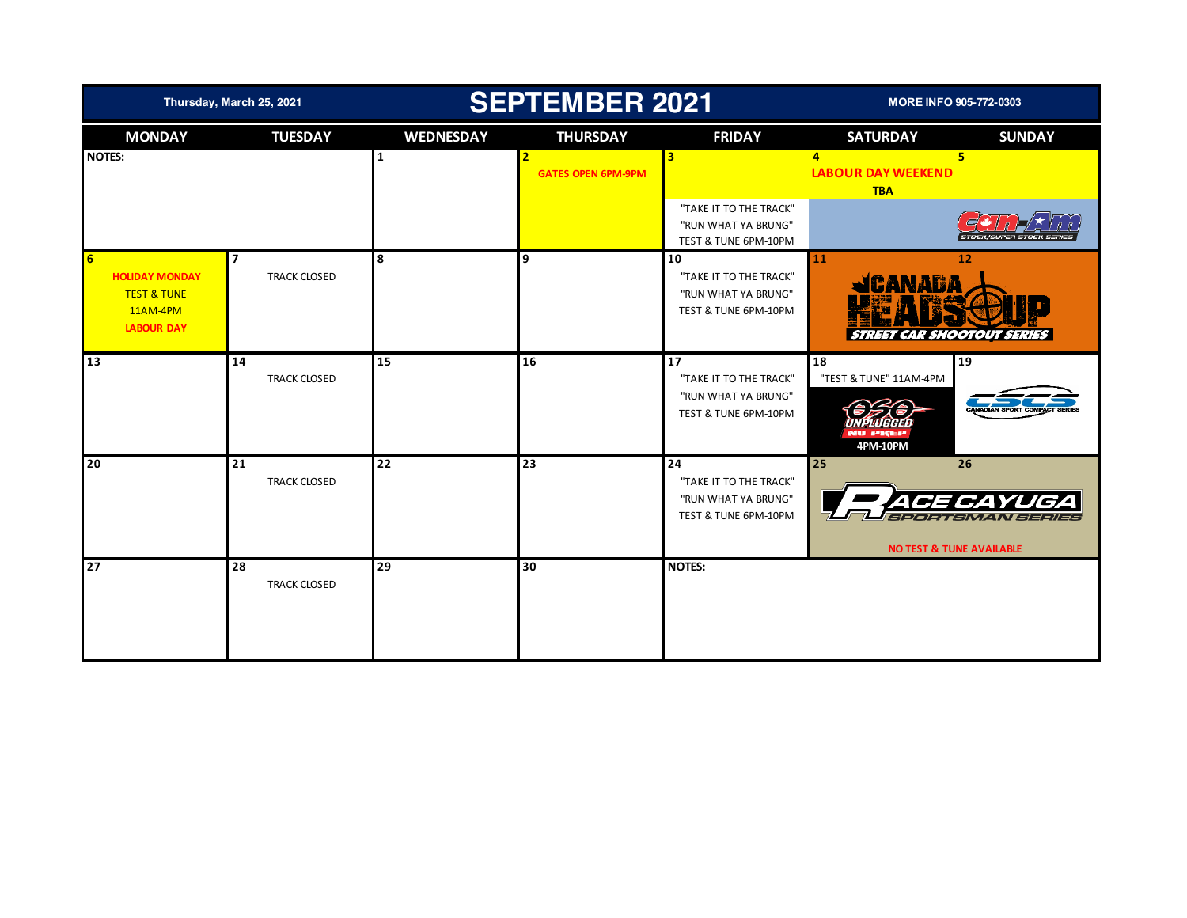Thursday, March 25, 2021

# SEPTEMBER 2021

MORE INFO 905-772-0303

| MONDAY | TUESDAY | WEDNESDAY | THURSDAY | FRIDAY | SATURDAY | SUNDAY |
|---|---|---|---|---|---|---|
| NOTES: | | 1 | 2 GATES OPEN 6PM-9PM | 3 "TAKE IT TO THE TRACK" "RUN WHAT YA BRUNG" TEST & TUNE 6PM-10PM | 4 LABOUR DAY WEEKEND TBA | 5 Con-Am STOCK/SUPER STOCK SERIES |
| 6 HOLIDAY MONDAY TEST & TUNE 11AM-4PM LABOUR DAY | 7 TRACK CLOSED | 8 | 9 | 10 "TAKE IT TO THE TRACK" "RUN WHAT YA BRUNG" TEST & TUNE 6PM-10PM | 11 CANADA HEADS UP STREET CAR SHOOTOUT SERIES | 12 |
| 13 | 14 TRACK CLOSED | 15 | 16 | 17 "TAKE IT TO THE TRACK" "RUN WHAT YA BRUNG" TEST & TUNE 6PM-10PM | 18 "TEST & TUNE" 11AM-4PM OSO UNPLUGGED NO PREP 4PM-10PM | 19 CSCS CANADIAN SPORT COMPACT SERIES |
| 20 | 21 TRACK CLOSED | 22 | 23 | 24 "TAKE IT TO THE TRACK" "RUN WHAT YA BRUNG" TEST & TUNE 6PM-10PM | 25 RACE CAYUGA SPORTSMAN SERIES NO TEST & TUNE AVAILABLE | 26 |
| 27 | 28 TRACK CLOSED | 29 | 30 | NOTES: | | |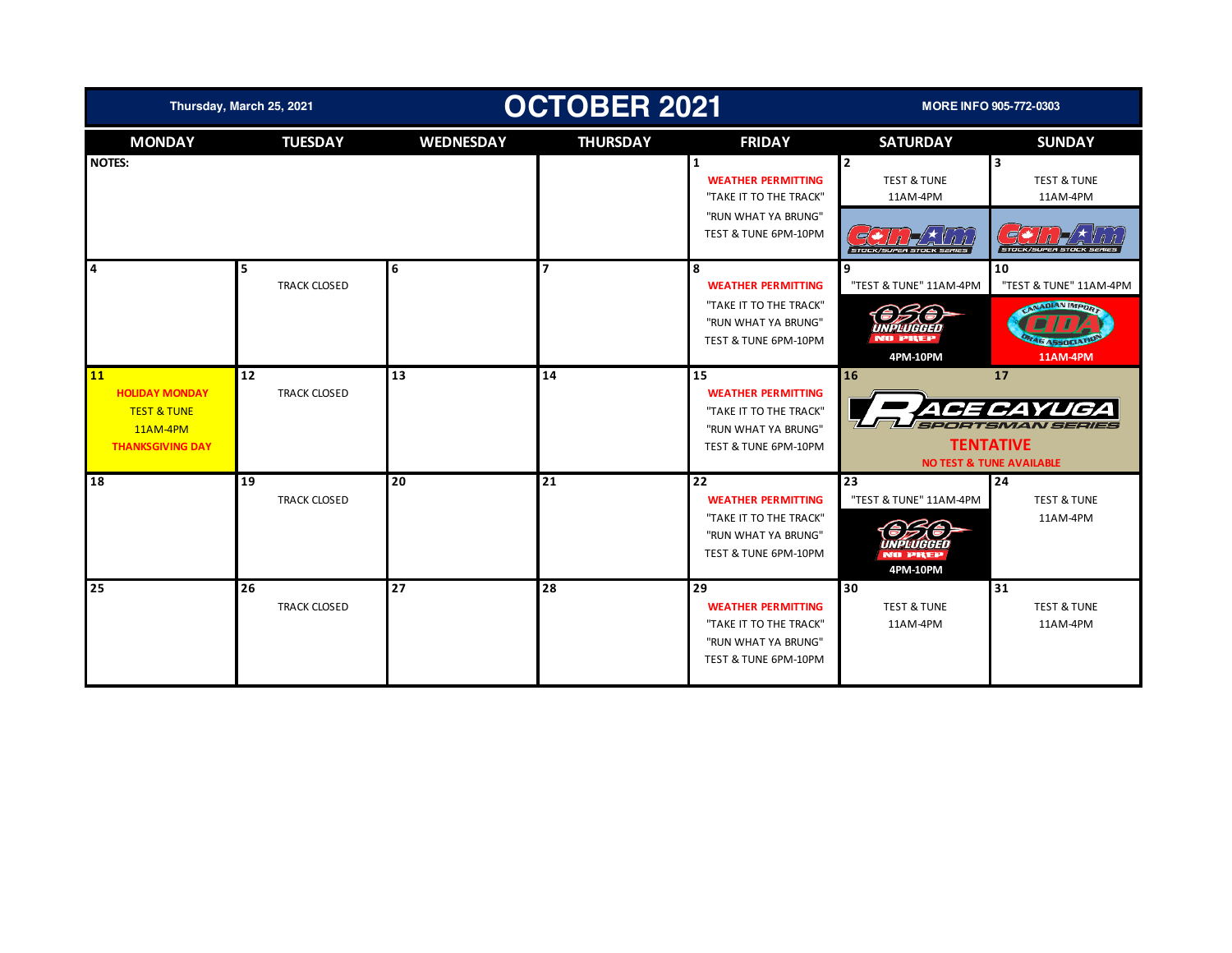Thursday, March 25, 2021

# OCTOBER 2021

MORE INFO 905-772-0303

| MONDAY | TUESDAY | WEDNESDAY | THURSDAY | FRIDAY | SATURDAY | SUNDAY |
|---|---|---|---|---|---|---|
| NOTES: | | | | 1 WEATHER PERMITTING "TAKE IT TO THE TRACK" "RUN WHAT YA BRUNG" TEST & TUNE 6PM-10PM | 2 TEST & TUNE 11AM-4PM Can-Am STOCK/SUPER STOCK SERIES | 3 TEST & TUNE 11AM-4PM Can-Am STOCK/SUPER STOCK SERIES |
| 4 | 5 TRACK CLOSED | 6 | 7 | 8 WEATHER PERMITTING "TAKE IT TO THE TRACK" "RUN WHAT YA BRUNG" TEST & TUNE 6PM-10PM | 9 "TEST & TUNE" 11AM-4PM OSO UNPLUGGED NO PREP 4PM-10PM | 10 "TEST & TUNE" 11AM-4PM CANADIAN IMPORT CIDA DRAG ASSOCIATION 11AM-4PM |
| 11 HOLIDAY MONDAY TEST & TUNE 11AM-4PM THANKSGIVING DAY | 12 TRACK CLOSED | 13 | 14 | 15 WEATHER PERMITTING "TAKE IT TO THE TRACK" "RUN WHAT YA BRUNG" TEST & TUNE 6PM-10PM | 16 RACE CAYUGA SPORTSMAN SERIES TENTATIVE NO TEST & TUNE AVAILABLE | 17 |
| 18 | 19 TRACK CLOSED | 20 | 21 | 22 WEATHER PERMITTING "TAKE IT TO THE TRACK" "RUN WHAT YA BRUNG" TEST & TUNE 6PM-10PM | 23 "TEST & TUNE" 11AM-4PM OSO UNPLUGGED NO PREP 4PM-10PM | 24 TEST & TUNE 11AM-4PM |
| 25 | 26 TRACK CLOSED | 27 | 28 | 29 WEATHER PERMITTING "TAKE IT TO THE TRACK" "RUN WHAT YA BRUNG" TEST & TUNE 6PM-10PM | 30 TEST & TUNE 11AM-4PM | 31 TEST & TUNE 11AM-4PM |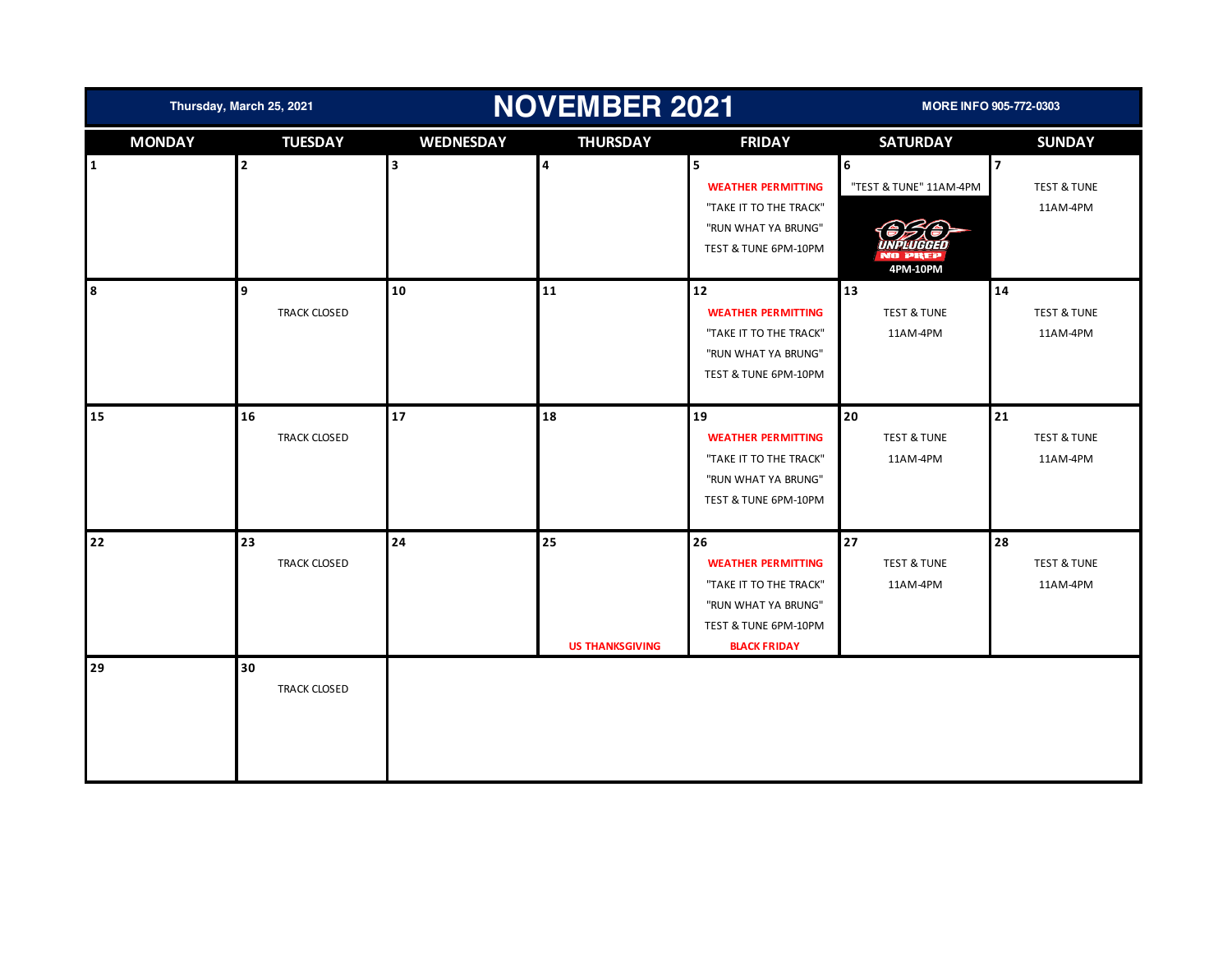Thursday, March 25, 2021

# NOVEMBER 2021

MORE INFO 905-772-0303

| MONDAY | TUESDAY | WEDNESDAY | THURSDAY | FRIDAY | SATURDAY | SUNDAY |
|---|---|---|---|---|---|---|
| 1 | 2 | 3 | 4 | 5<br>WEATHER PERMITTING<br>"TAKE IT TO THE TRACK"<br>"RUN WHAT YA BRUNG"<br>TEST & TUNE 6PM-10PM | 6<br>"TEST & TUNE" 11AM-4PM<br>OSO UNPLUGGED NO PREP<br>4PM-10PM | 7<br>TEST & TUNE<br>11AM-4PM |
| 8 | 9<br>TRACK CLOSED | 10 | 11 | 12<br>WEATHER PERMITTING<br>"TAKE IT TO THE TRACK"<br>"RUN WHAT YA BRUNG"<br>TEST & TUNE 6PM-10PM | 13<br>TEST & TUNE<br>11AM-4PM | 14<br>TEST & TUNE<br>11AM-4PM |
| 15 | 16<br>TRACK CLOSED | 17 | 18 | 19<br>WEATHER PERMITTING<br>"TAKE IT TO THE TRACK"<br>"RUN WHAT YA BRUNG"<br>TEST & TUNE 6PM-10PM | 20<br>TEST & TUNE<br>11AM-4PM | 21<br>TEST & TUNE<br>11AM-4PM |
| 22 | 23<br>TRACK CLOSED | 24 | 25<br>US THANKSGIVING | 26<br>WEATHER PERMITTING<br>"TAKE IT TO THE TRACK"<br>"RUN WHAT YA BRUNG"<br>TEST & TUNE 6PM-10PM<br>BLACK FRIDAY | 27<br>TEST & TUNE<br>11AM-4PM | 28<br>TEST & TUNE<br>11AM-4PM |
| 29 | 30<br>TRACK CLOSED | | | | | |